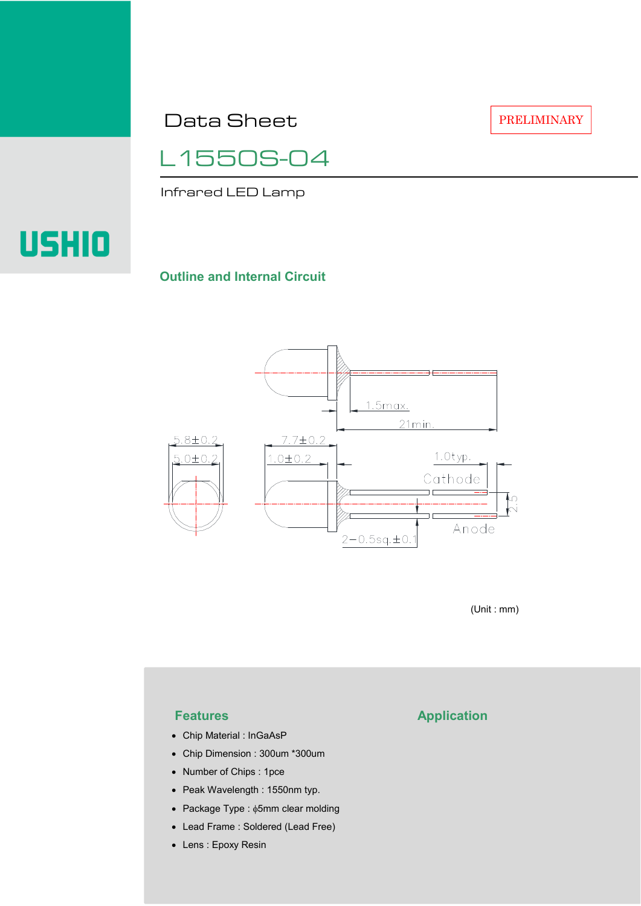# Data Sheet

PRELIMINARY

## L1550S-04

Infrared LED Lamp

USHIO

### Outline and Internal Circuit

1.5max.

21min.

5.8±0.2

5.0±0.2

7.7±0.2

1.0±0.2

1.0typ.

Cathode

2.5

Anode

2−0.5sq.±0.1

(Unit : mm)

### Features

- Chip Material : InGaAsP
- Chip Dimension : 300um *300um
- Number of Chips : 1pce
- Peak Wavelength : 1550nm typ.
- Package Type : ϕ5mm clear molding
- Lead Frame : Soldered (Lead Free)
- Lens : Epoxy Resin

### Application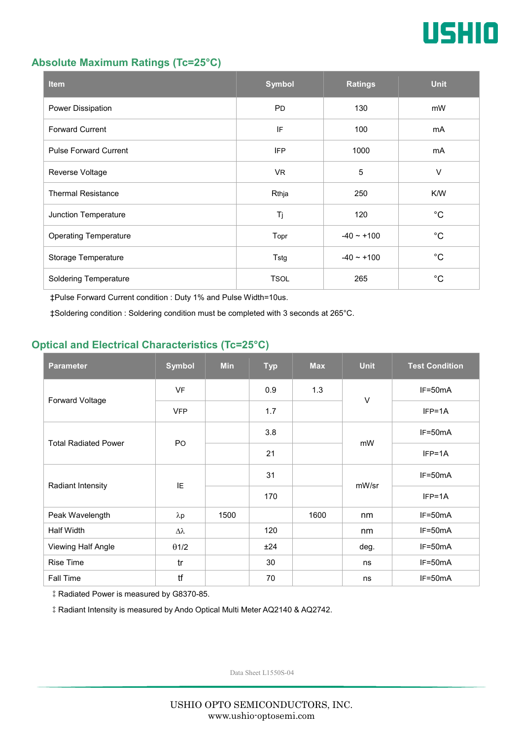## Absolute Maximum Ratings (Tc=25°C)

| Item | Symbol | Ratings | Unit |
|---|---|---|---|
| Power Dissipation | PD | 130 | mW |
| Forward Current | IF | 100 | mA |
| Pulse Forward Current | IFP | 1000 | mA |
| Reverse Voltage | VR | 5 | V |
| Thermal Resistance | Rthja | 250 | K/W |
| Junction Temperature | Tj | 120 | °C |
| Operating Temperature | Topr | -40 ~ +100 | °C |
| Storage Temperature | Tstg | -40 ~ +100 | °C |
| Soldering Temperature | TSOL | 265 | °C |

‡Pulse Forward Current condition : Duty 1% and Pulse Width=10us.

‡Soldering condition : Soldering condition must be completed with 3 seconds at 265°C.

## Optical and Electrical Characteristics (Tc=25°C)

| Parameter | Symbol | Min | Typ | Max | Unit | Test Condition |
|---|---|---|---|---|---|---|
| Forward Voltage | VF | | 0.9 | 1.3 | V | IF=50mA |
| | VFP | | 1.7 | | | IFP=1A |
| Total Radiated Power | PO | | 3.8 | | mW | IF=50mA |
| | | | 21 | | | IFP=1A |
| Radiant Intensity | IE | | 31 | | mW/sr | IF=50mA |
| | | | 170 | | | IFP=1A |
| Peak Wavelength | λp | 1500 | | 1600 | nm | IF=50mA |
| Half Width | Δλ | | 120 | | nm | IF=50mA |
| Viewing Half Angle | θ1/2 | | ±24 | | deg. | IF=50mA |
| Rise Time | tr | | 30 | | ns | IF=50mA |
| Fall Time | tf | | 70 | | ns | IF=50mA |

‡ Radiated Power is measured by G8370-85.

‡ Radiant Intensity is measured by Ando Optical Multi Meter AQ2140 & AQ2742.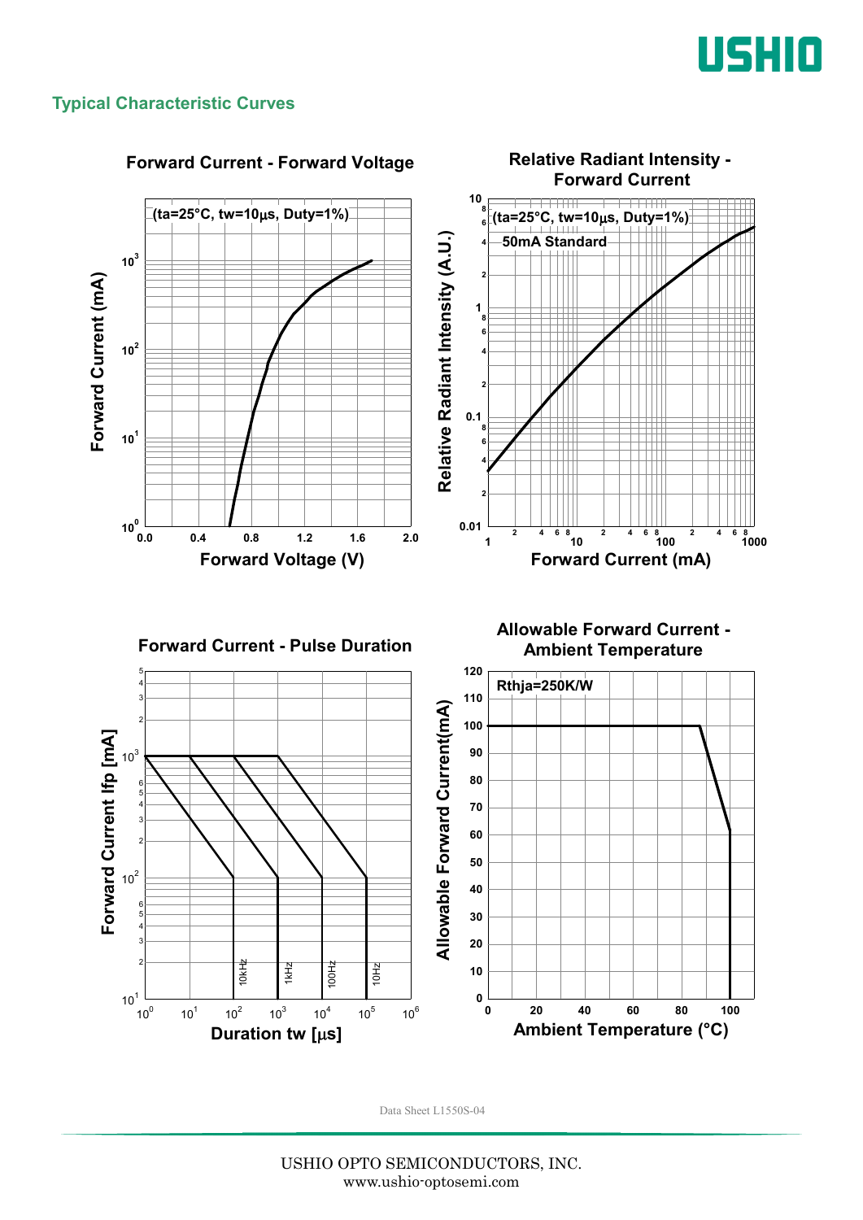## Typical Characteristic Curves

### Forward Current - Forward Voltage

(ta=25°C, tw=10μs, Duty=1%)

Forward Current (mA)

Forward Voltage (V)

### Relative Radiant Intensity - Forward Current

(ta=25°C, tw=10μs, Duty=1%)

50mA Standard

Relative Radiant Intensity (A.U.)

Forward Current (mA)

### Forward Current - Pulse Duration

Forward Current Ifp [mA]

Duration tw [μs]

10kHz, 1kHz, 100Hz, 10Hz

### Allowable Forward Current - Ambient Temperature

Rthja=250K/W

Allowable Forward Current(mA)

Ambient Temperature (°C)

Data Sheet L1550S-04

USHIO OPTO SEMICONDUCTORS, INC.
www.ushio-optosemi.com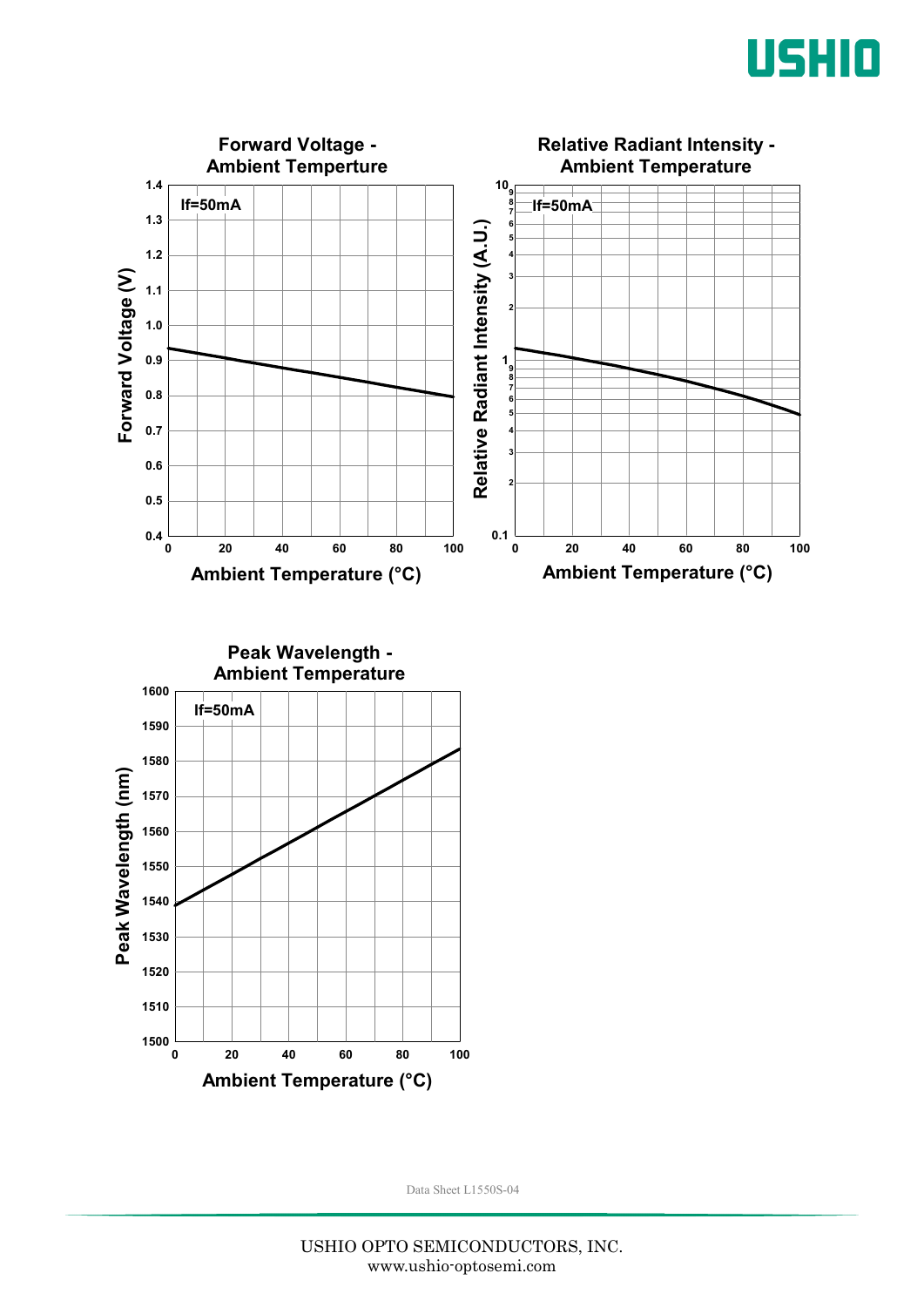**Forward Voltage - Ambient Temperture**

If=50mA

Forward Voltage (V)

Ambient Temperature (°C)

**Relative Radiant Intensity - Ambient Temperature**

If=50mA

Relative Radiant Intensity (A.U.)

Ambient Temperature (°C)

**Peak Wavelength - Ambient Temperature**

If=50mA

Peak Wavelength (nm)

Ambient Temperature (°C)

Data Sheet L1550S-04

USHIO OPTO SEMICONDUCTORS, INC.
www.ushio-optosemi.com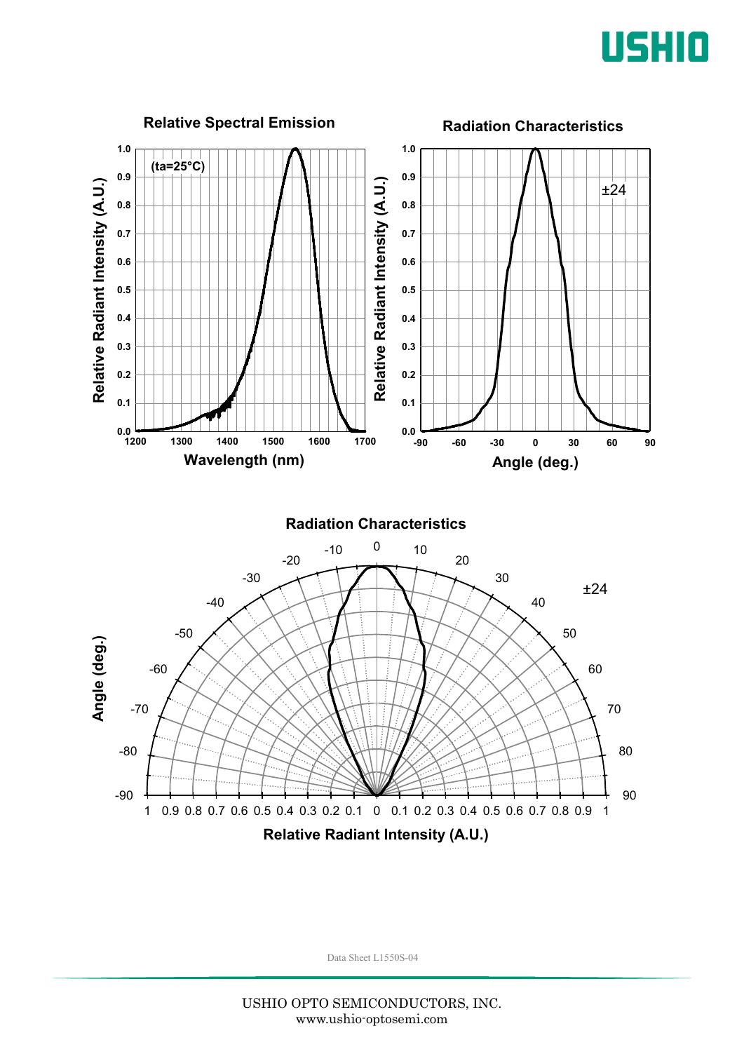## Relative Spectral Emission

(ta=25°C)

Relative Radiant Intensity (A.U.) vs. Wavelength (nm)

## Radiation Characteristics

±24

Relative Radiant Intensity (A.U.) vs. Angle (deg.)

## Radiation Characteristics

±24

Angle (deg.) vs. Relative Radiant Intensity (A.U.)

Data Sheet L1550S-04

USHIO OPTO SEMICONDUCTORS, INC.
www.ushio-optosemi.com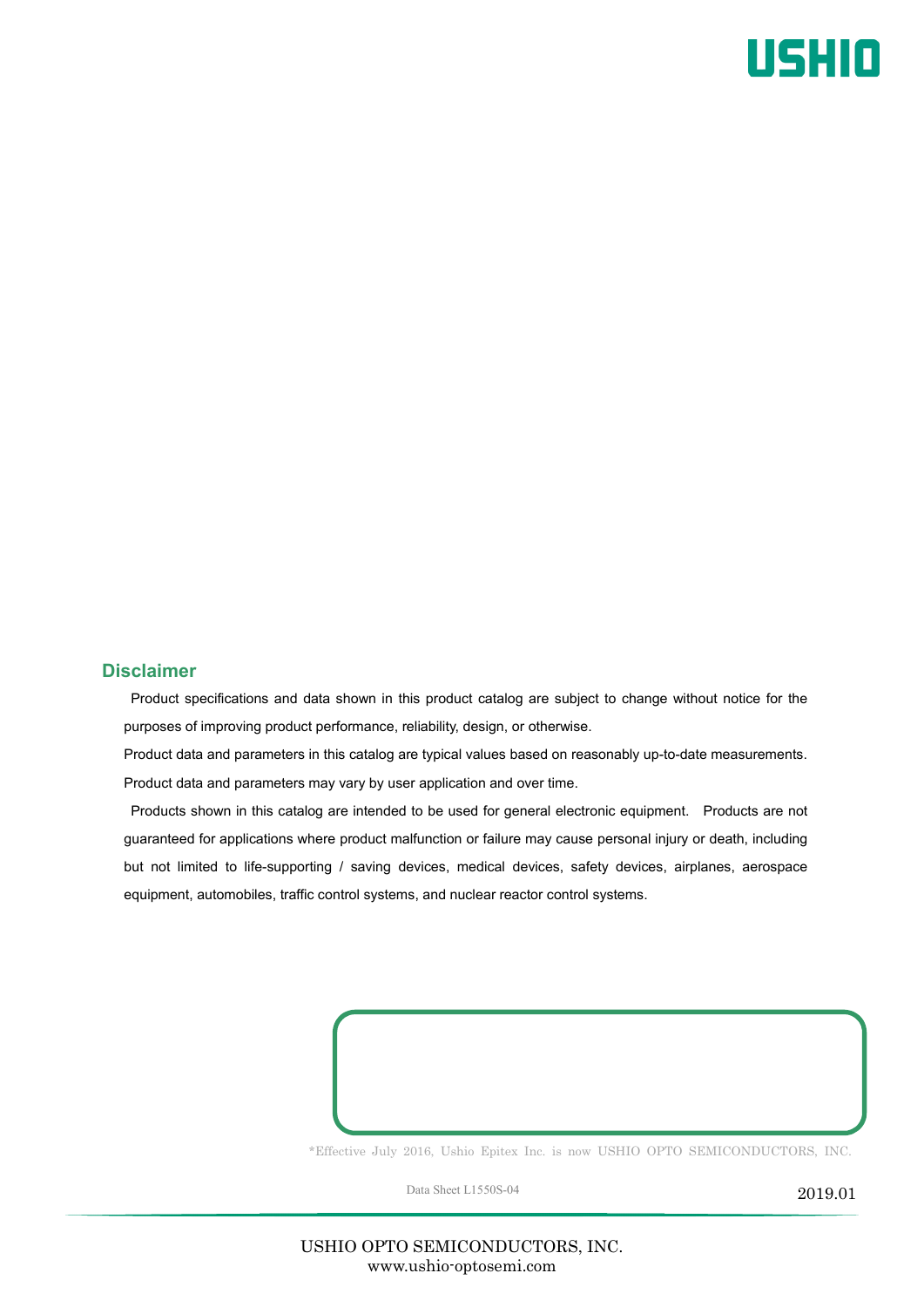## Disclaimer

Product specifications and data shown in this product catalog are subject to change without notice for the purposes of improving product performance, reliability, design, or otherwise.

Product data and parameters in this catalog are typical values based on reasonably up-to-date measurements. Product data and parameters may vary by user application and over time.

Products shown in this catalog are intended to be used for general electronic equipment. Products are not guaranteed for applications where product malfunction or failure may cause personal injury or death, including but not limited to life-supporting / saving devices, medical devices, safety devices, airplanes, aerospace equipment, automobiles, traffic control systems, and nuclear reactor control systems.

*Effective July 2016, Ushio Epitex Inc. is now USHIO OPTO SEMICONDUCTORS, INC.

Data Sheet L1550S-04

2019.01

USHIO OPTO SEMICONDUCTORS, INC.
www.ushio-optosemi.com